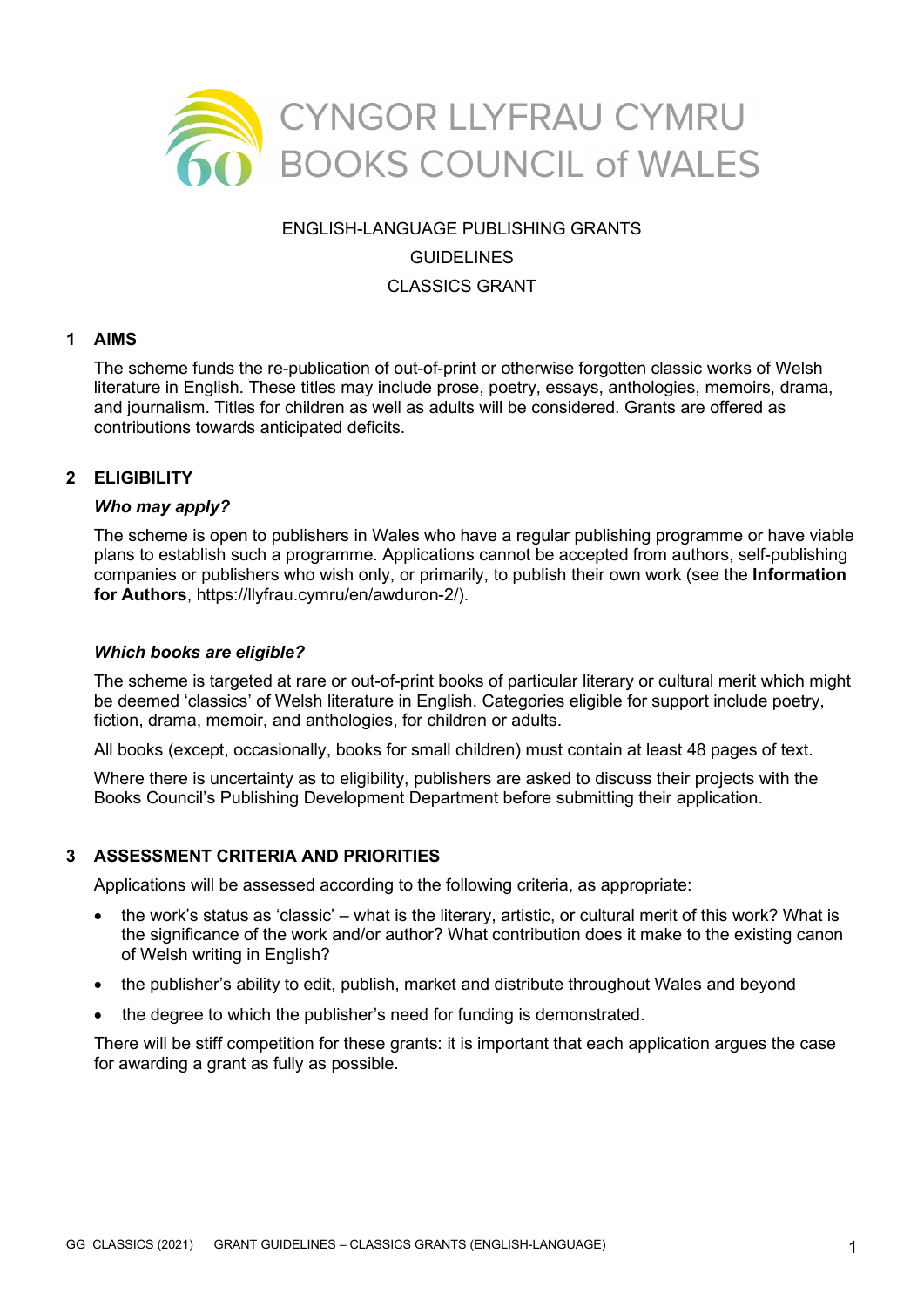CYNGOR LLYFRAU CYMRU
BOOKS COUNCIL of WALES

ENGLISH-LANGUAGE PUBLISHING GRANTS

GUIDELINES

CLASSICS GRANT

## 1 AIMS

The scheme funds the re-publication of out-of-print or otherwise forgotten classic works of Welsh literature in English. These titles may include prose, poetry, essays, anthologies, memoirs, drama, and journalism. Titles for children as well as adults will be considered. Grants are offered as contributions towards anticipated deficits.

## 2 ELIGIBILITY

### *Who may apply?*

The scheme is open to publishers in Wales who have a regular publishing programme or have viable plans to establish such a programme. Applications cannot be accepted from authors, self-publishing companies or publishers who wish only, or primarily, to publish their own work (see the **Information for Authors**, https://llyfrau.cymru/en/awduron-2/).

### *Which books are eligible?*

The scheme is targeted at rare or out-of-print books of particular literary or cultural merit which might be deemed 'classics' of Welsh literature in English. Categories eligible for support include poetry, fiction, drama, memoir, and anthologies, for children or adults.

All books (except, occasionally, books for small children) must contain at least 48 pages of text.

Where there is uncertainty as to eligibility, publishers are asked to discuss their projects with the Books Council's Publishing Development Department before submitting their application.

## 3 ASSESSMENT CRITERIA AND PRIORITIES

Applications will be assessed according to the following criteria, as appropriate:

- the work's status as 'classic' – what is the literary, artistic, or cultural merit of this work? What is the significance of the work and/or author? What contribution does it make to the existing canon of Welsh writing in English?
- the publisher's ability to edit, publish, market and distribute throughout Wales and beyond
- the degree to which the publisher's need for funding is demonstrated.

There will be stiff competition for these grants: it is important that each application argues the case for awarding a grant as fully as possible.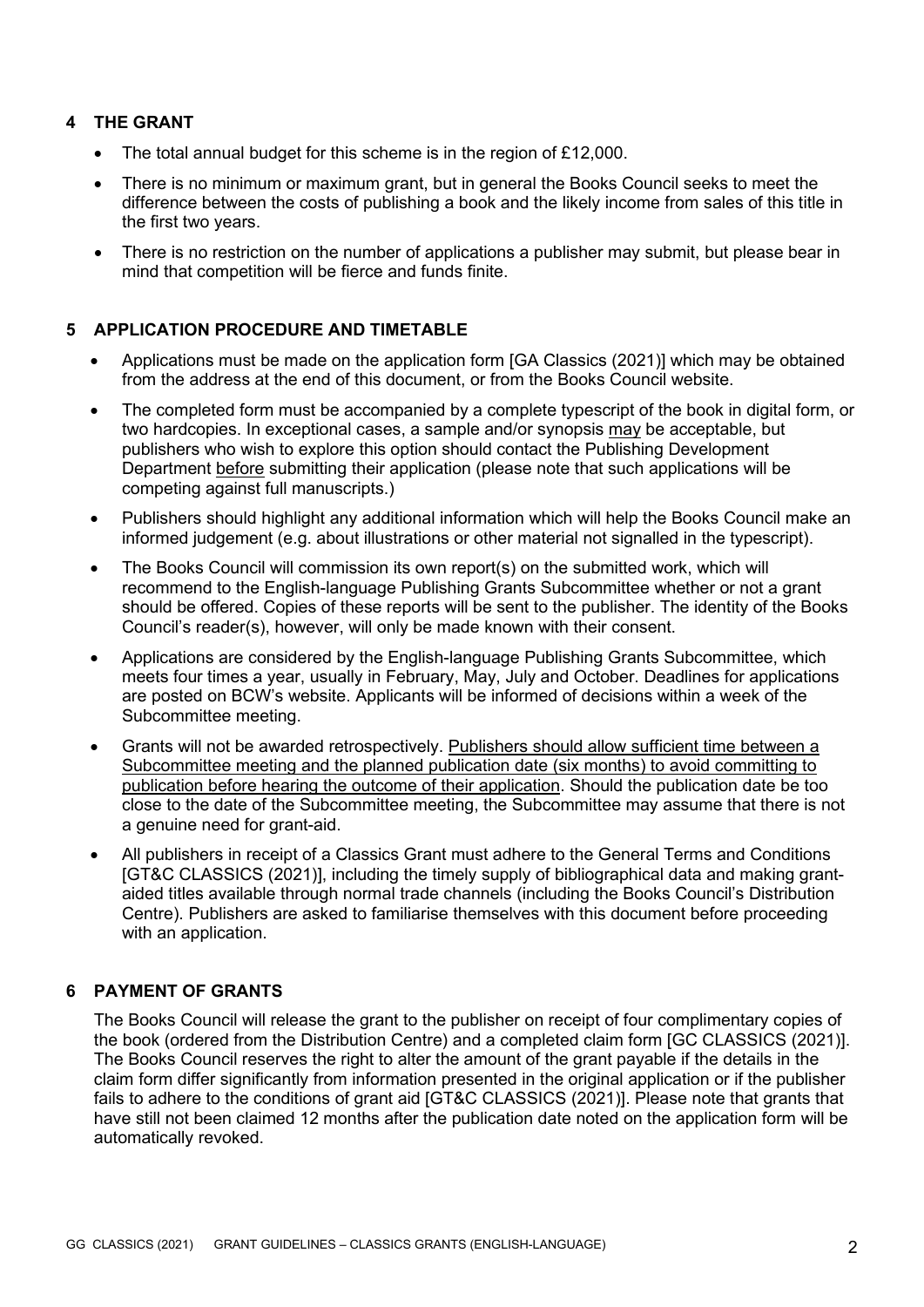## 4 THE GRANT

- The total annual budget for this scheme is in the region of £12,000.
- There is no minimum or maximum grant, but in general the Books Council seeks to meet the difference between the costs of publishing a book and the likely income from sales of this title in the first two years.
- There is no restriction on the number of applications a publisher may submit, but please bear in mind that competition will be fierce and funds finite.

## 5 APPLICATION PROCEDURE AND TIMETABLE

- Applications must be made on the application form [GA Classics (2021)] which may be obtained from the address at the end of this document, or from the Books Council website.
- The completed form must be accompanied by a complete typescript of the book in digital form, or two hardcopies. In exceptional cases, a sample and/or synopsis <u>may</u> be acceptable, but publishers who wish to explore this option should contact the Publishing Development Department <u>before</u> submitting their application (please note that such applications will be competing against full manuscripts.)
- Publishers should highlight any additional information which will help the Books Council make an informed judgement (e.g. about illustrations or other material not signalled in the typescript).
- The Books Council will commission its own report(s) on the submitted work, which will recommend to the English-language Publishing Grants Subcommittee whether or not a grant should be offered. Copies of these reports will be sent to the publisher. The identity of the Books Council's reader(s), however, will only be made known with their consent.
- Applications are considered by the English-language Publishing Grants Subcommittee, which meets four times a year, usually in February, May, July and October. Deadlines for applications are posted on BCW's website. Applicants will be informed of decisions within a week of the Subcommittee meeting.
- Grants will not be awarded retrospectively. <u>Publishers should allow sufficient time between a Subcommittee meeting and the planned publication date (six months) to avoid committing to publication before hearing the outcome of their application</u>. Should the publication date be too close to the date of the Subcommittee meeting, the Subcommittee may assume that there is not a genuine need for grant-aid.
- All publishers in receipt of a Classics Grant must adhere to the General Terms and Conditions [GT&C CLASSICS (2021)], including the timely supply of bibliographical data and making grant-aided titles available through normal trade channels (including the Books Council's Distribution Centre). Publishers are asked to familiarise themselves with this document before proceeding with an application.

## 6 PAYMENT OF GRANTS

The Books Council will release the grant to the publisher on receipt of four complimentary copies of the book (ordered from the Distribution Centre) and a completed claim form [GC CLASSICS (2021)]. The Books Council reserves the right to alter the amount of the grant payable if the details in the claim form differ significantly from information presented in the original application or if the publisher fails to adhere to the conditions of grant aid [GT&C CLASSICS (2021)]. Please note that grants that have still not been claimed 12 months after the publication date noted on the application form will be automatically revoked.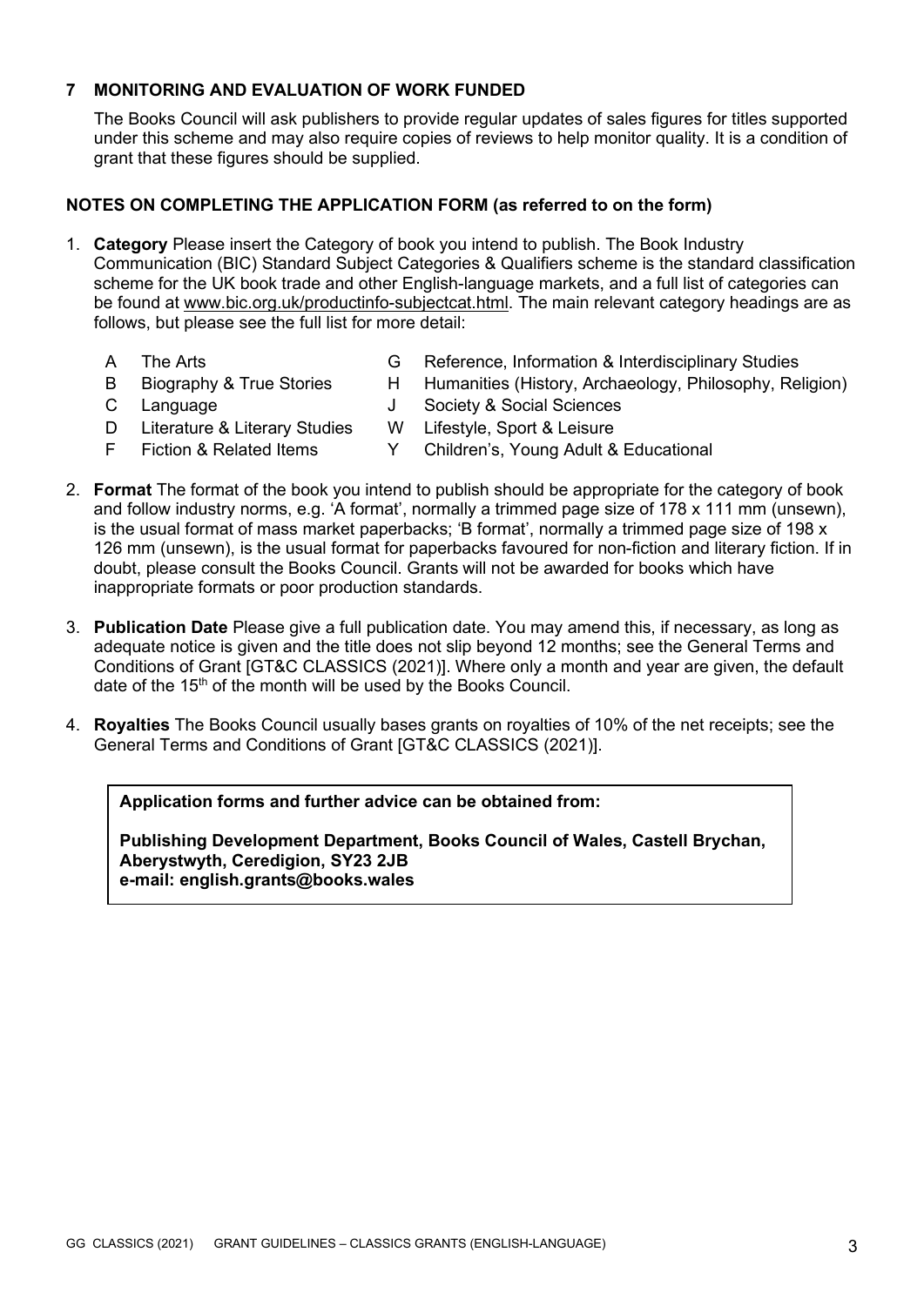## 7 MONITORING AND EVALUATION OF WORK FUNDED

The Books Council will ask publishers to provide regular updates of sales figures for titles supported under this scheme and may also require copies of reviews to help monitor quality. It is a condition of grant that these figures should be supplied.

## NOTES ON COMPLETING THE APPLICATION FORM (as referred to on the form)

1. **Category** Please insert the Category of book you intend to publish. The Book Industry Communication (BIC) Standard Subject Categories & Qualifiers scheme is the standard classification scheme for the UK book trade and other English-language markets, and a full list of categories can be found at www.bic.org.uk/productinfo-subjectcat.html. The main relevant category headings are as follows, but please see the full list for more detail:

   - A The Arts
   - B Biography & True Stories
   - C Language
   - D Literature & Literary Studies
   - F Fiction & Related Items
   - G Reference, Information & Interdisciplinary Studies
   - H Humanities (History, Archaeology, Philosophy, Religion)
   - J Society & Social Sciences
   - W Lifestyle, Sport & Leisure
   - Y Children's, Young Adult & Educational

2. **Format** The format of the book you intend to publish should be appropriate for the category of book and follow industry norms, e.g. 'A format', normally a trimmed page size of 178 x 111 mm (unsewn), is the usual format of mass market paperbacks; 'B format', normally a trimmed page size of 198 x 126 mm (unsewn), is the usual format for paperbacks favoured for non-fiction and literary fiction. If in doubt, please consult the Books Council. Grants will not be awarded for books which have inappropriate formats or poor production standards.

3. **Publication Date** Please give a full publication date. You may amend this, if necessary, as long as adequate notice is given and the title does not slip beyond 12 months; see the General Terms and Conditions of Grant [GT&C CLASSICS (2021)]. Where only a month and year are given, the default date of the 15th of the month will be used by the Books Council.

4. **Royalties** The Books Council usually bases grants on royalties of 10% of the net receipts; see the General Terms and Conditions of Grant [GT&C CLASSICS (2021)].

**Application forms and further advice can be obtained from:**

**Publishing Development Department, Books Council of Wales, Castell Brychan, Aberystwyth, Ceredigion, SY23 2JB**
**e-mail: english.grants@books.wales**